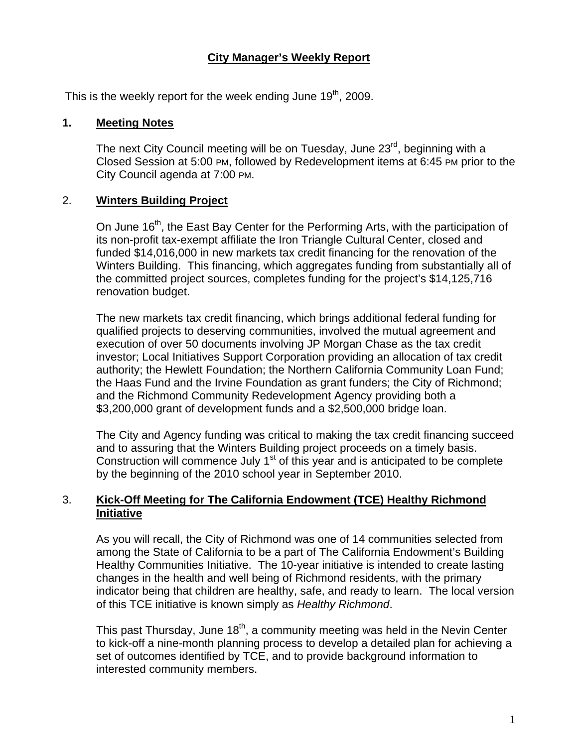# City Manager's Weekly Report

This is the weekly report for the week ending June 19th, 2009.

## 1. Meeting Notes

The next City Council meeting will be on Tuesday, June 23rd, beginning with a Closed Session at 5:00 PM, followed by Redevelopment items at 6:45 PM prior to the City Council agenda at 7:00 PM.

## 2. Winters Building Project

On June 16th, the East Bay Center for the Performing Arts, with the participation of its non-profit tax-exempt affiliate the Iron Triangle Cultural Center, closed and funded $14,016,000 in new markets tax credit financing for the renovation of the Winters Building. This financing, which aggregates funding from substantially all of the committed project sources, completes funding for the project's $14,125,716 renovation budget.

The new markets tax credit financing, which brings additional federal funding for qualified projects to deserving communities, involved the mutual agreement and execution of over 50 documents involving JP Morgan Chase as the tax credit investor; Local Initiatives Support Corporation providing an allocation of tax credit authority; the Hewlett Foundation; the Northern California Community Loan Fund; the Haas Fund and the Irvine Foundation as grant funders; the City of Richmond; and the Richmond Community Redevelopment Agency providing both a $3,200,000 grant of development funds and a $2,500,000 bridge loan.

The City and Agency funding was critical to making the tax credit financing succeed and to assuring that the Winters Building project proceeds on a timely basis. Construction will commence July 1st of this year and is anticipated to be complete by the beginning of the 2010 school year in September 2010.

## 3. Kick-Off Meeting for The California Endowment (TCE) Healthy Richmond Initiative

As you will recall, the City of Richmond was one of 14 communities selected from among the State of California to be a part of The California Endowment's Building Healthy Communities Initiative. The 10-year initiative is intended to create lasting changes in the health and well being of Richmond residents, with the primary indicator being that children are healthy, safe, and ready to learn. The local version of this TCE initiative is known simply as *Healthy Richmond*.

This past Thursday, June 18th, a community meeting was held in the Nevin Center to kick-off a nine-month planning process to develop a detailed plan for achieving a set of outcomes identified by TCE, and to provide background information to interested community members.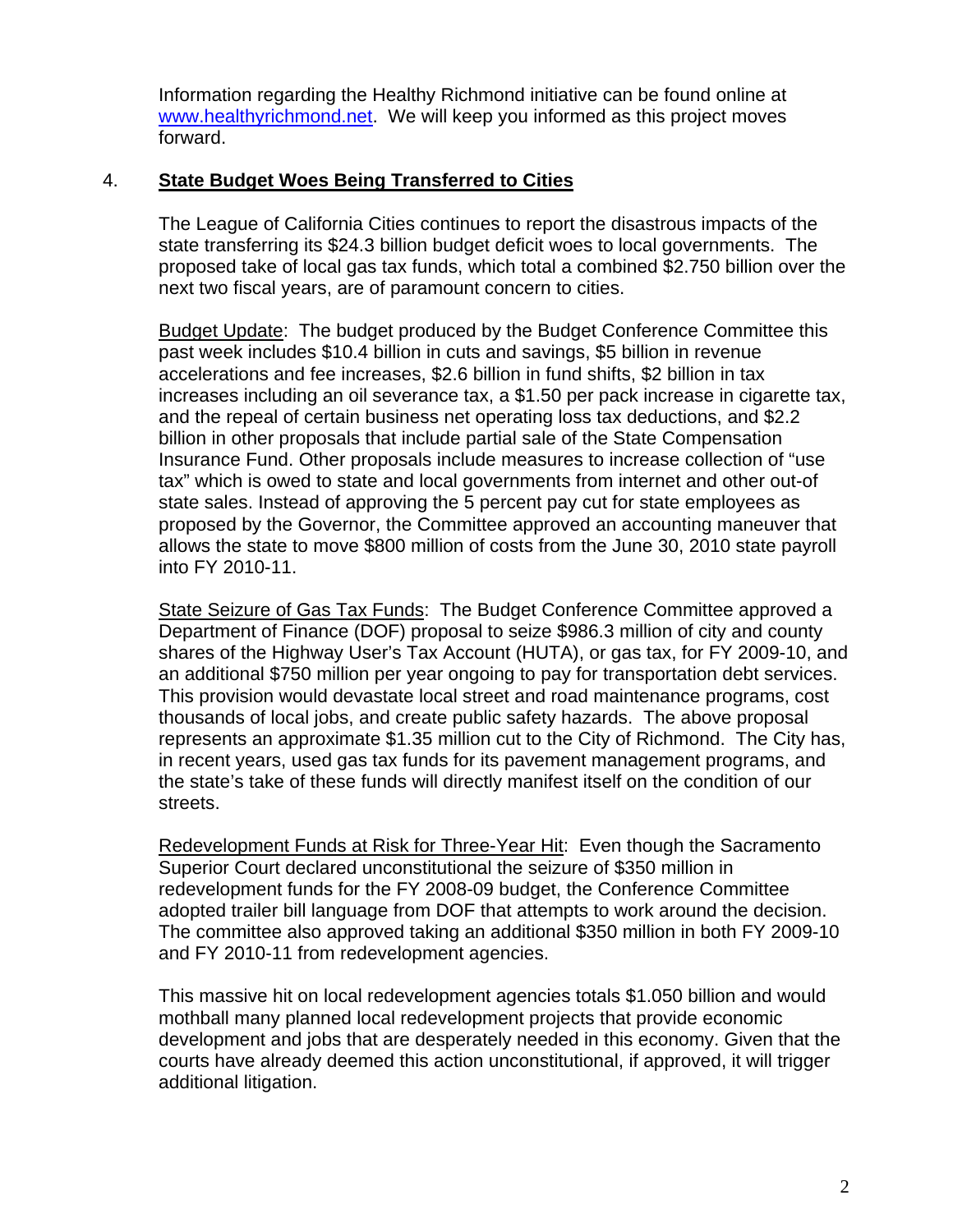Information regarding the Healthy Richmond initiative can be found online at [www.healthyrichmond.net](http://www.healthyrichmond.net). We will keep you informed as this project moves forward.

4. **State Budget Woes Being Transferred to Cities**

The League of California Cities continues to report the disastrous impacts of the state transferring its $24.3 billion budget deficit woes to local governments. The proposed take of local gas tax funds, which total a combined $2.750 billion over the next two fiscal years, are of paramount concern to cities.

Budget Update: The budget produced by the Budget Conference Committee this past week includes $10.4 billion in cuts and savings, $5 billion in revenue accelerations and fee increases, $2.6 billion in fund shifts, $2 billion in tax increases including an oil severance tax, a $1.50 per pack increase in cigarette tax, and the repeal of certain business net operating loss tax deductions, and $2.2 billion in other proposals that include partial sale of the State Compensation Insurance Fund. Other proposals include measures to increase collection of "use tax" which is owed to state and local governments from internet and other out-of state sales. Instead of approving the 5 percent pay cut for state employees as proposed by the Governor, the Committee approved an accounting maneuver that allows the state to move $800 million of costs from the June 30, 2010 state payroll into FY 2010-11.

State Seizure of Gas Tax Funds: The Budget Conference Committee approved a Department of Finance (DOF) proposal to seize $986.3 million of city and county shares of the Highway User's Tax Account (HUTA), or gas tax, for FY 2009-10, and an additional $750 million per year ongoing to pay for transportation debt services. This provision would devastate local street and road maintenance programs, cost thousands of local jobs, and create public safety hazards. The above proposal represents an approximate $1.35 million cut to the City of Richmond. The City has, in recent years, used gas tax funds for its pavement management programs, and the state's take of these funds will directly manifest itself on the condition of our streets.

Redevelopment Funds at Risk for Three-Year Hit: Even though the Sacramento Superior Court declared unconstitutional the seizure of $350 million in redevelopment funds for the FY 2008-09 budget, the Conference Committee adopted trailer bill language from DOF that attempts to work around the decision. The committee also approved taking an additional $350 million in both FY 2009-10 and FY 2010-11 from redevelopment agencies.

This massive hit on local redevelopment agencies totals $1.050 billion and would mothball many planned local redevelopment projects that provide economic development and jobs that are desperately needed in this economy. Given that the courts have already deemed this action unconstitutional, if approved, it will trigger additional litigation.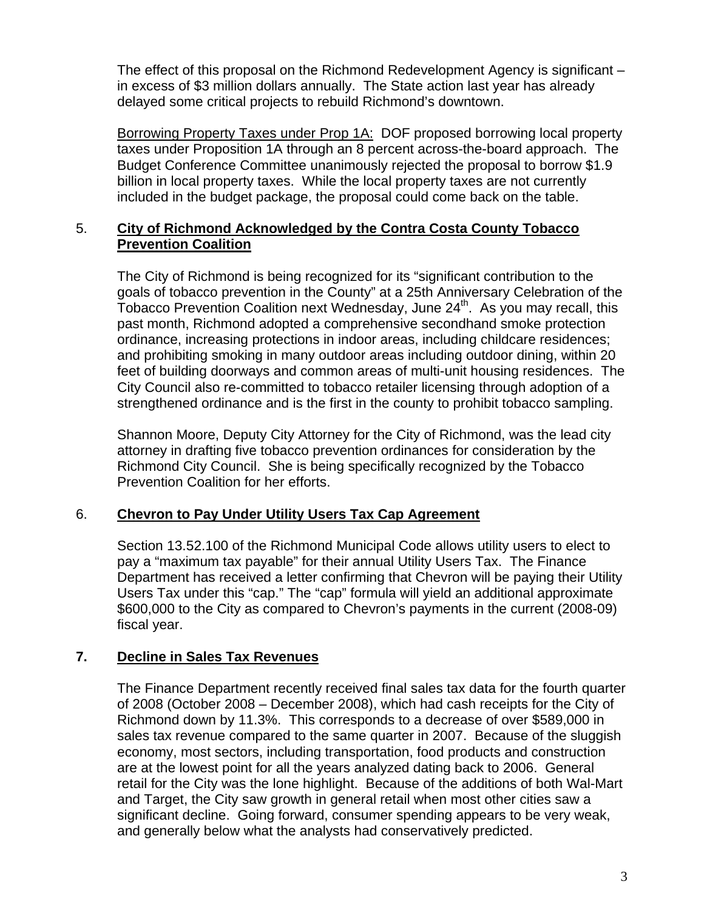The effect of this proposal on the Richmond Redevelopment Agency is significant – in excess of $3 million dollars annually. The State action last year has already delayed some critical projects to rebuild Richmond's downtown.

Borrowing Property Taxes under Prop 1A: DOF proposed borrowing local property taxes under Proposition 1A through an 8 percent across-the-board approach. The Budget Conference Committee unanimously rejected the proposal to borrow $1.9 billion in local property taxes. While the local property taxes are not currently included in the budget package, the proposal could come back on the table.

5. **City of Richmond Acknowledged by the Contra Costa County Tobacco Prevention Coalition**

The City of Richmond is being recognized for its "significant contribution to the goals of tobacco prevention in the County" at a 25th Anniversary Celebration of the Tobacco Prevention Coalition next Wednesday, June 24th. As you may recall, this past month, Richmond adopted a comprehensive secondhand smoke protection ordinance, increasing protections in indoor areas, including childcare residences; and prohibiting smoking in many outdoor areas including outdoor dining, within 20 feet of building doorways and common areas of multi-unit housing residences. The City Council also re-committed to tobacco retailer licensing through adoption of a strengthened ordinance and is the first in the county to prohibit tobacco sampling.

Shannon Moore, Deputy City Attorney for the City of Richmond, was the lead city attorney in drafting five tobacco prevention ordinances for consideration by the Richmond City Council. She is being specifically recognized by the Tobacco Prevention Coalition for her efforts.

6. **Chevron to Pay Under Utility Users Tax Cap Agreement**

Section 13.52.100 of the Richmond Municipal Code allows utility users to elect to pay a "maximum tax payable" for their annual Utility Users Tax. The Finance Department has received a letter confirming that Chevron will be paying their Utility Users Tax under this "cap." The "cap" formula will yield an additional approximate $600,000 to the City as compared to Chevron's payments in the current (2008-09) fiscal year.

7. **Decline in Sales Tax Revenues**

The Finance Department recently received final sales tax data for the fourth quarter of 2008 (October 2008 – December 2008), which had cash receipts for the City of Richmond down by 11.3%. This corresponds to a decrease of over $589,000 in sales tax revenue compared to the same quarter in 2007. Because of the sluggish economy, most sectors, including transportation, food products and construction are at the lowest point for all the years analyzed dating back to 2006. General retail for the City was the lone highlight. Because of the additions of both Wal-Mart and Target, the City saw growth in general retail when most other cities saw a significant decline. Going forward, consumer spending appears to be very weak, and generally below what the analysts had conservatively predicted.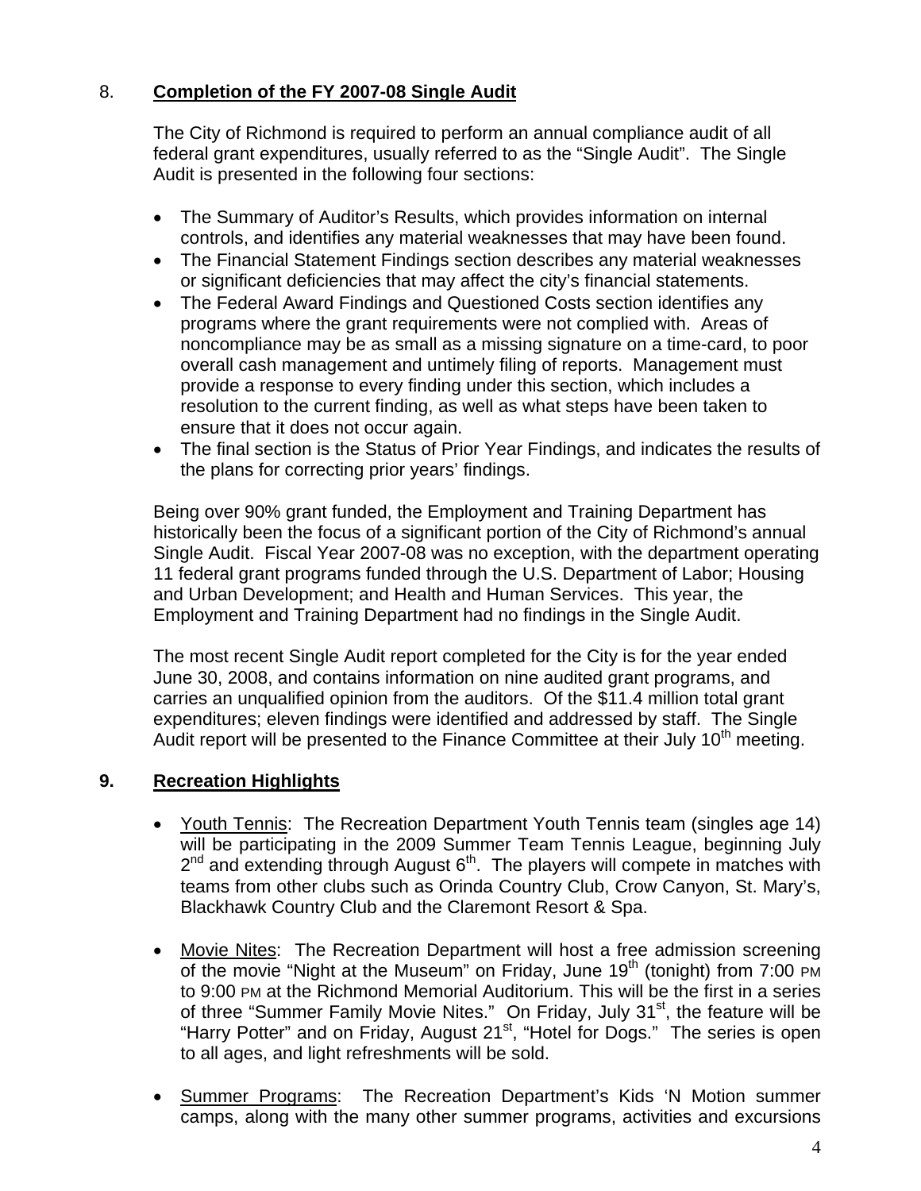## 8. **Completion of the FY 2007-08 Single Audit**

The City of Richmond is required to perform an annual compliance audit of all federal grant expenditures, usually referred to as the "Single Audit". The Single Audit is presented in the following four sections:

- The Summary of Auditor's Results, which provides information on internal controls, and identifies any material weaknesses that may have been found.
- The Financial Statement Findings section describes any material weaknesses or significant deficiencies that may affect the city's financial statements.
- The Federal Award Findings and Questioned Costs section identifies any programs where the grant requirements were not complied with. Areas of noncompliance may be as small as a missing signature on a time-card, to poor overall cash management and untimely filing of reports. Management must provide a response to every finding under this section, which includes a resolution to the current finding, as well as what steps have been taken to ensure that it does not occur again.
- The final section is the Status of Prior Year Findings, and indicates the results of the plans for correcting prior years' findings.

Being over 90% grant funded, the Employment and Training Department has historically been the focus of a significant portion of the City of Richmond's annual Single Audit. Fiscal Year 2007-08 was no exception, with the department operating 11 federal grant programs funded through the U.S. Department of Labor; Housing and Urban Development; and Health and Human Services. This year, the Employment and Training Department had no findings in the Single Audit.

The most recent Single Audit report completed for the City is for the year ended June 30, 2008, and contains information on nine audited grant programs, and carries an unqualified opinion from the auditors. Of the $11.4 million total grant expenditures; eleven findings were identified and addressed by staff. The Single Audit report will be presented to the Finance Committee at their July 10th meeting.

## 9. **Recreation Highlights**

- Youth Tennis: The Recreation Department Youth Tennis team (singles age 14) will be participating in the 2009 Summer Team Tennis League, beginning July 2nd and extending through August 6th. The players will compete in matches with teams from other clubs such as Orinda Country Club, Crow Canyon, St. Mary's, Blackhawk Country Club and the Claremont Resort & Spa.

- Movie Nites: The Recreation Department will host a free admission screening of the movie "Night at the Museum" on Friday, June 19th (tonight) from 7:00 PM to 9:00 PM at the Richmond Memorial Auditorium. This will be the first in a series of three "Summer Family Movie Nites." On Friday, July 31st, the feature will be "Harry Potter" and on Friday, August 21st, "Hotel for Dogs." The series is open to all ages, and light refreshments will be sold.

- Summer Programs: The Recreation Department's Kids 'N Motion summer camps, along with the many other summer programs, activities and excursions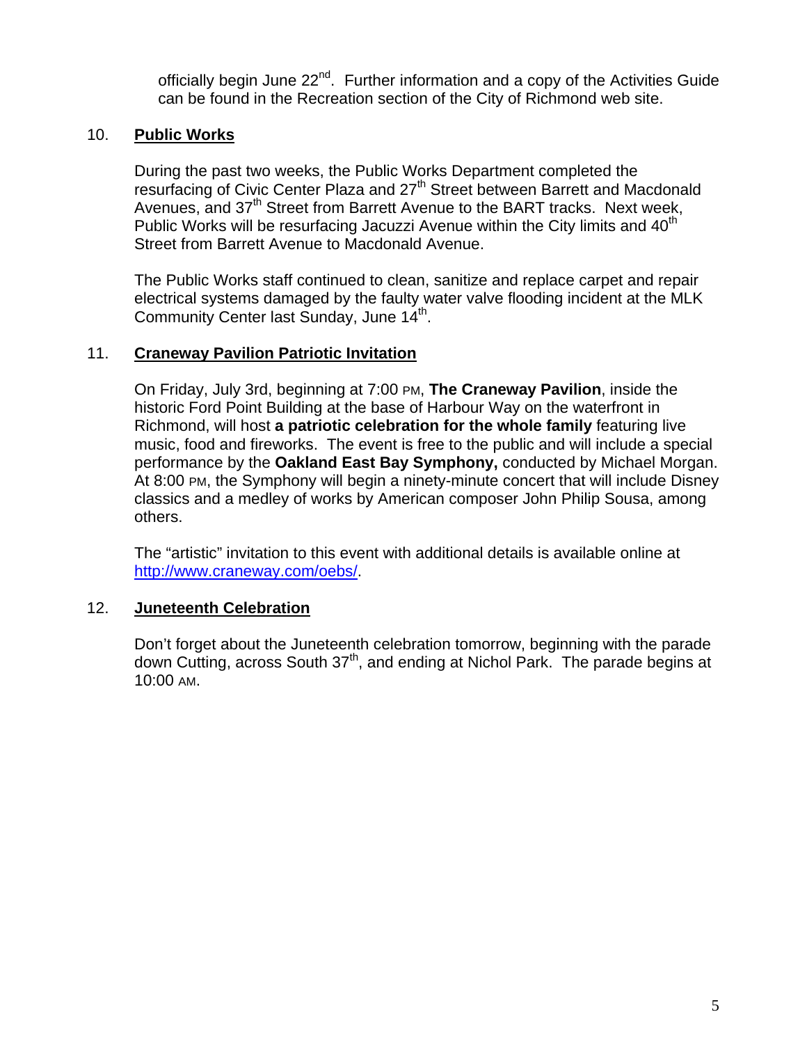officially begin June 22nd. Further information and a copy of the Activities Guide can be found in the Recreation section of the City of Richmond web site.

10. **Public Works**

During the past two weeks, the Public Works Department completed the resurfacing of Civic Center Plaza and 27th Street between Barrett and Macdonald Avenues, and 37th Street from Barrett Avenue to the BART tracks. Next week, Public Works will be resurfacing Jacuzzi Avenue within the City limits and 40th Street from Barrett Avenue to Macdonald Avenue.

The Public Works staff continued to clean, sanitize and replace carpet and repair electrical systems damaged by the faulty water valve flooding incident at the MLK Community Center last Sunday, June 14th.

11. **Craneway Pavilion Patriotic Invitation**

On Friday, July 3rd, beginning at 7:00 PM, **The Craneway Pavilion**, inside the historic Ford Point Building at the base of Harbour Way on the waterfront in Richmond, will host **a patriotic celebration for the whole family** featuring live music, food and fireworks. The event is free to the public and will include a special performance by the **Oakland East Bay Symphony,** conducted by Michael Morgan. At 8:00 PM, the Symphony will begin a ninety-minute concert that will include Disney classics and a medley of works by American composer John Philip Sousa, among others.

The "artistic" invitation to this event with additional details is available online at http://www.craneway.com/oebs/.

12. **Juneteenth Celebration**

Don't forget about the Juneteenth celebration tomorrow, beginning with the parade down Cutting, across South 37th, and ending at Nichol Park. The parade begins at 10:00 AM.